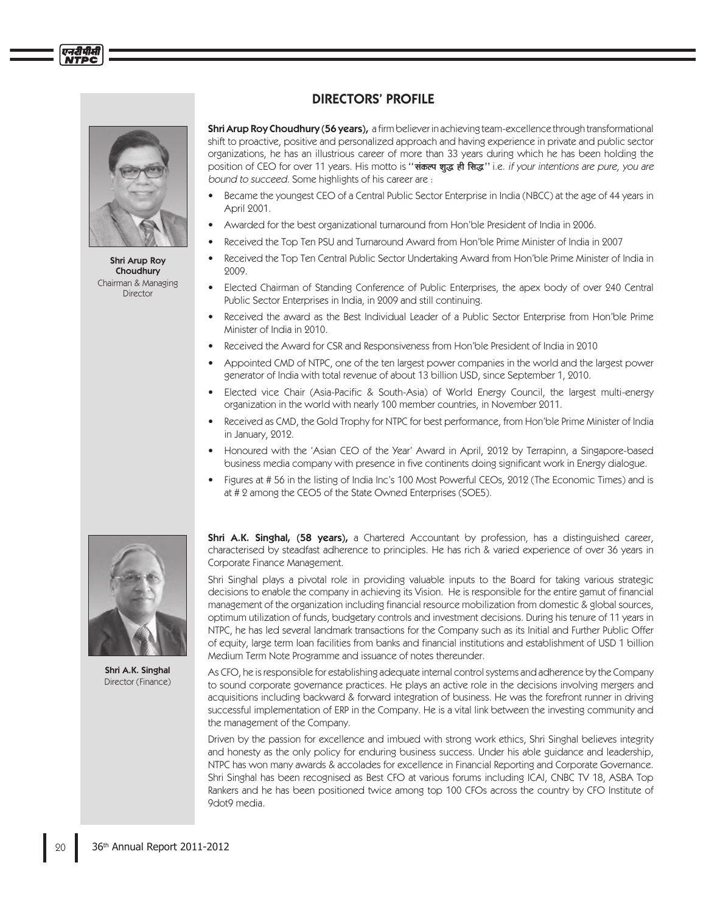## DIRECTORS' PROFILE

**Shri Arup Roy Choudhury**
Chairman & Managing Director

**Shri Arup Roy Choudhury (56 years),** a firm believer in achieving team-excellence through transformational shift to proactive, positive and personalized approach and having experience in private and public sector organizations, he has an illustrious career of more than 33 years during which he has been holding the position of CEO for over 11 years. His motto is "**संकल्प शुद्ध ही सिद्ध**" i.e. *if your intentions are pure, you are bound to succeed.* Some highlights of his career are :

- Became the youngest CEO of a Central Public Sector Enterprise in India (NBCC) at the age of 44 years in April 2001.
- Awarded for the best organizational turnaround from Hon'ble President of India in 2006.
- Received the Top Ten PSU and Turnaround Award from Hon'ble Prime Minister of India in 2007
- Received the Top Ten Central Public Sector Undertaking Award from Hon'ble Prime Minister of India in 2009.
- Elected Chairman of Standing Conference of Public Enterprises, the apex body of over 240 Central Public Sector Enterprises in India, in 2009 and still continuing.
- Received the award as the Best Individual Leader of a Public Sector Enterprise from Hon'ble Prime Minister of India in 2010.
- Received the Award for CSR and Responsiveness from Hon'ble President of India in 2010
- Appointed CMD of NTPC, one of the ten largest power companies in the world and the largest power generator of India with total revenue of about 13 billion USD, since September 1, 2010.
- Elected vice Chair (Asia-Pacific & South-Asia) of World Energy Council, the largest multi-energy organization in the world with nearly 100 member countries, in November 2011.
- Received as CMD, the Gold Trophy for NTPC for best performance, from Hon'ble Prime Minister of India in January, 2012.
- Honoured with the 'Asian CEO of the Year' Award in April, 2012 by Terrapinn, a Singapore-based business media company with presence in five continents doing significant work in Energy dialogue.
- Figures at # 56 in the listing of India Inc's 100 Most Powerful CEOs, 2012 (The Economic Times) and is at # 2 among the CEOS of the State Owned Enterprises (SOES).

**Shri A.K. Singhal**
Director (Finance)

**Shri A.K. Singhal, (58 years),** a Chartered Accountant by profession, has a distinguished career, characterised by steadfast adherence to principles. He has rich & varied experience of over 36 years in Corporate Finance Management.

Shri Singhal plays a pivotal role in providing valuable inputs to the Board for taking various strategic decisions to enable the company in achieving its Vision. He is responsible for the entire gamut of financial management of the organization including financial resource mobilization from domestic & global sources, optimum utilization of funds, budgetary controls and investment decisions. During his tenure of 11 years in NTPC, he has led several landmark transactions for the Company such as its Initial and Further Public Offer of equity, large term loan facilities from banks and financial institutions and establishment of USD 1 billion Medium Term Note Programme and issuance of notes thereunder.

As CFO, he is responsible for establishing adequate internal control systems and adherence by the Company to sound corporate governance practices. He plays an active role in the decisions involving mergers and acquisitions including backward & forward integration of business. He was the forefront runner in driving successful implementation of ERP in the Company. He is a vital link between the investing community and the management of the Company.

Driven by the passion for excellence and imbued with strong work ethics, Shri Singhal believes integrity and honesty as the only policy for enduring business success. Under his able guidance and leadership, NTPC has won many awards & accolades for excellence in Financial Reporting and Corporate Governance. Shri Singhal has been recognised as Best CFO at various forums including ICAI, CNBC TV 18, ASBA Top Rankers and he has been positioned twice among top 100 CFOs across the country by CFO Institute of 9dot9 media.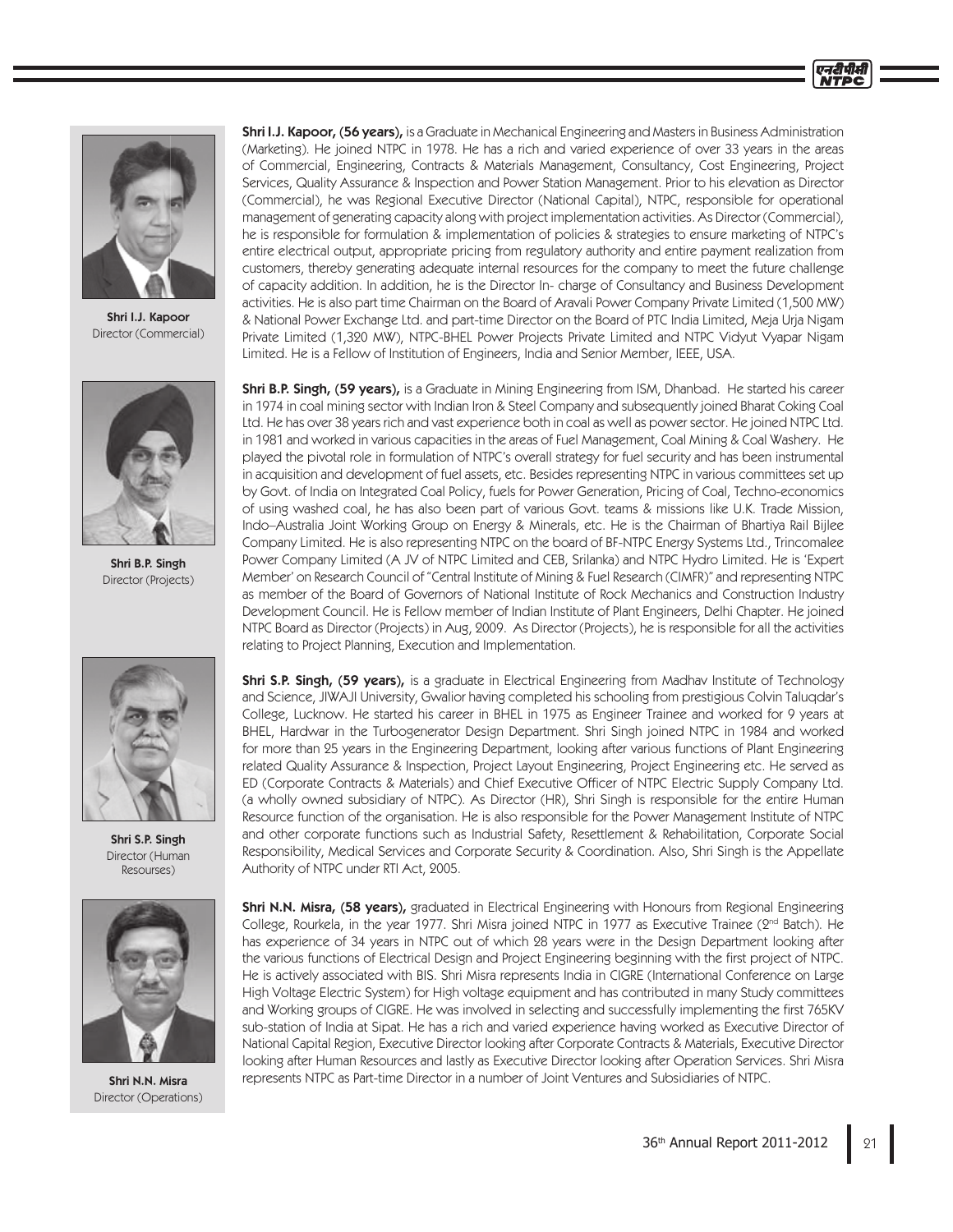**Shri I.J. Kapoor**
Director (Commercial)

**Shri I.J. Kapoor, (56 years),** is a Graduate in Mechanical Engineering and Masters in Business Administration (Marketing). He joined NTPC in 1978. He has a rich and varied experience of over 33 years in the areas of Commercial, Engineering, Contracts & Materials Management, Consultancy, Cost Engineering, Project Services, Quality Assurance & Inspection and Power Station Management. Prior to his elevation as Director (Commercial), he was Regional Executive Director (National Capital), NTPC, responsible for operational management of generating capacity along with project implementation activities. As Director (Commercial), he is responsible for formulation & implementation of policies & strategies to ensure marketing of NTPC's entire electrical output, appropriate pricing from regulatory authority and entire payment realization from customers, thereby generating adequate internal resources for the company to meet the future challenge of capacity addition. In addition, he is the Director In- charge of Consultancy and Business Development activities. He is also part time Chairman on the Board of Aravali Power Company Private Limited (1,500 MW) & National Power Exchange Ltd. and part-time Director on the Board of PTC India Limited, Meja Urja Nigam Private Limited (1,320 MW), NTPC-BHEL Power Projects Private Limited and NTPC Vidyut Vyapar Nigam Limited. He is a Fellow of Institution of Engineers, India and Senior Member, IEEE, USA.

**Shri B.P. Singh**
Director (Projects)

**Shri B.P. Singh, (59 years),** is a Graduate in Mining Engineering from ISM, Dhanbad. He started his career in 1974 in coal mining sector with Indian Iron & Steel Company and subsequently joined Bharat Coking Coal Ltd. He has over 38 years rich and vast experience both in coal as well as power sector. He joined NTPC Ltd. in 1981 and worked in various capacities in the areas of Fuel Management, Coal Mining & Coal Washery. He played the pivotal role in formulation of NTPC's overall strategy for fuel security and has been instrumental in acquisition and development of fuel assets, etc. Besides representing NTPC in various committees set up by Govt. of India on Integrated Coal Policy, fuels for Power Generation, Pricing of Coal, Techno-economics of using washed coal, he has also been part of various Govt. teams & missions like U.K. Trade Mission, Indo–Australia Joint Working Group on Energy & Minerals, etc. He is the Chairman of Bhartiya Rail Bijlee Company Limited. He is also representing NTPC on the board of BF-NTPC Energy Systems Ltd., Trincomalee Power Company Limited (A JV of NTPC Limited and CEB, Srilanka) and NTPC Hydro Limited. He is 'Expert Member' on Research Council of "Central Institute of Mining & Fuel Research (CIMFR)" and representing NTPC as member of the Board of Governors of National Institute of Rock Mechanics and Construction Industry Development Council. He is Fellow member of Indian Institute of Plant Engineers, Delhi Chapter. He joined NTPC Board as Director (Projects) in Aug, 2009. As Director (Projects), he is responsible for all the activities relating to Project Planning, Execution and Implementation.

**Shri S.P. Singh**
Director (Human Resourses)

**Shri S.P. Singh, (59 years),** is a graduate in Electrical Engineering from Madhav Institute of Technology and Science, JIWAJI University, Gwalior having completed his schooling from prestigious Colvin Taluqdar's College, Lucknow. He started his career in BHEL in 1975 as Engineer Trainee and worked for 9 years at BHEL, Hardwar in the Turbogenerator Design Department. Shri Singh joined NTPC in 1984 and worked for more than 25 years in the Engineering Department, looking after various functions of Plant Engineering related Quality Assurance & Inspection, Project Layout Engineering, Project Engineering etc. He served as ED (Corporate Contracts & Materials) and Chief Executive Officer of NTPC Electric Supply Company Ltd. (a wholly owned subsidiary of NTPC). As Director (HR), Shri Singh is responsible for the entire Human Resource function of the organisation. He is also responsible for the Power Management Institute of NTPC and other corporate functions such as Industrial Safety, Resettlement & Rehabilitation, Corporate Social Responsibility, Medical Services and Corporate Security & Coordination. Also, Shri Singh is the Appellate Authority of NTPC under RTI Act, 2005.

**Shri N.N. Misra**
Director (Operations)

**Shri N.N. Misra, (58 years),** graduated in Electrical Engineering with Honours from Regional Engineering College, Rourkela, in the year 1977. Shri Misra joined NTPC in 1977 as Executive Trainee (2nd Batch). He has experience of 34 years in NTPC out of which 28 years were in the Design Department looking after the various functions of Electrical Design and Project Engineering beginning with the first project of NTPC. He is actively associated with BIS. Shri Misra represents India in CIGRE (International Conference on Large High Voltage Electric System) for High voltage equipment and has contributed in many Study committees and Working groups of CIGRE. He was involved in selecting and successfully implementing the first 765KV sub-station of India at Sipat. He has a rich and varied experience having worked as Executive Director of National Capital Region, Executive Director looking after Corporate Contracts & Materials, Executive Director looking after Human Resources and lastly as Executive Director looking after Operation Services. Shri Misra represents NTPC as Part-time Director in a number of Joint Ventures and Subsidiaries of NTPC.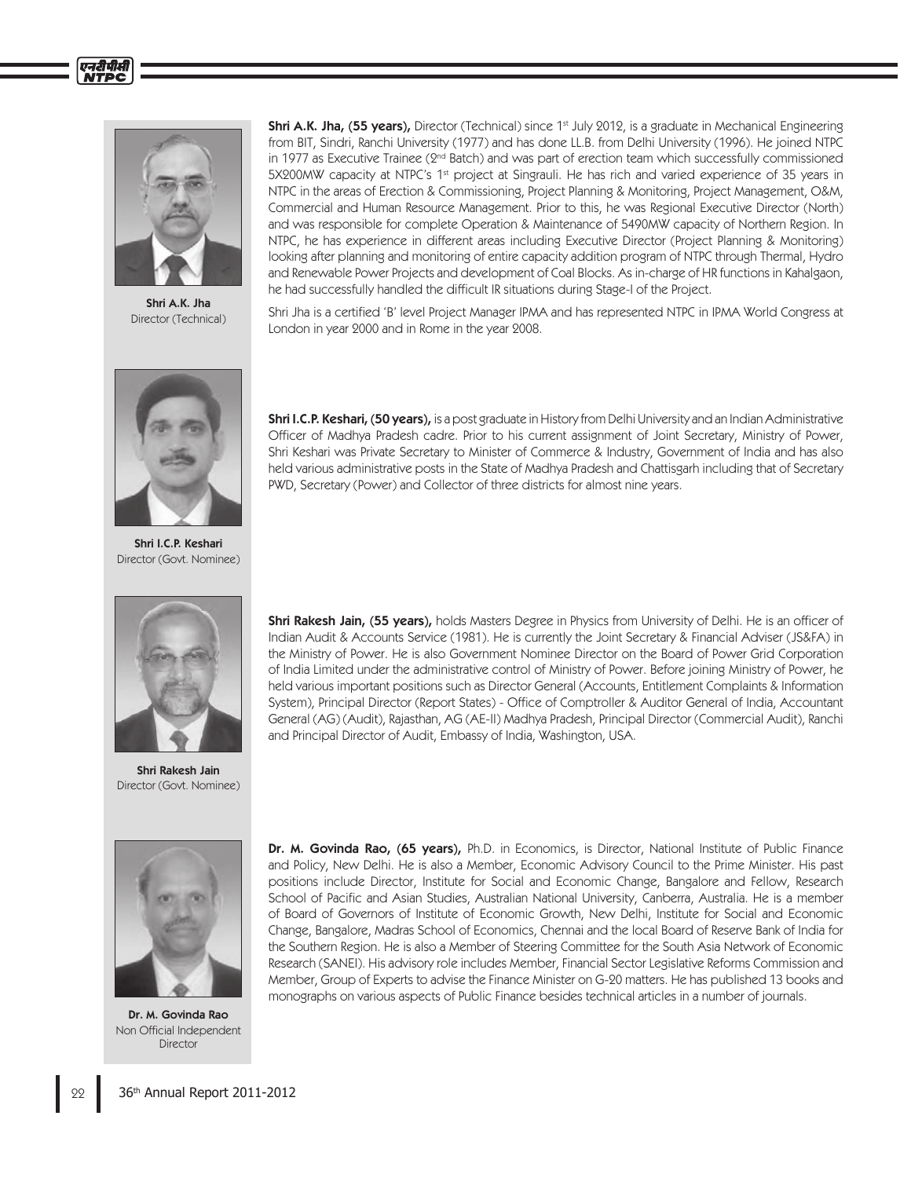**Shri A.K. Jha**
Director (Technical)

**Shri A.K. Jha, (55 years),** Director (Technical) since 1st July 2012, is a graduate in Mechanical Engineering from BIT, Sindri, Ranchi University (1977) and has done LL.B. from Delhi University (1996). He joined NTPC in 1977 as Executive Trainee (2nd Batch) and was part of erection team which successfully commissioned 5X200MW capacity at NTPC's 1st project at Singrauli. He has rich and varied experience of 35 years in NTPC in the areas of Erection & Commissioning, Project Planning & Monitoring, Project Management, O&M, Commercial and Human Resource Management. Prior to this, he was Regional Executive Director (North) and was responsible for complete Operation & Maintenance of 5490MW capacity of Northern Region. In NTPC, he has experience in different areas including Executive Director (Project Planning & Monitoring) looking after planning and monitoring of entire capacity addition program of NTPC through Thermal, Hydro and Renewable Power Projects and development of Coal Blocks. As in-charge of HR functions in Kahalgaon, he had successfully handled the difficult IR situations during Stage-I of the Project.

Shri Jha is a certified 'B' level Project Manager IPMA and has represented NTPC in IPMA World Congress at London in year 2000 and in Rome in the year 2008.

**Shri I.C.P. Keshari**
Director (Govt. Nominee)

**Shri I.C.P. Keshari, (50 years),** is a post graduate in History from Delhi University and an Indian Administrative Officer of Madhya Pradesh cadre. Prior to his current assignment of Joint Secretary, Ministry of Power, Shri Keshari was Private Secretary to Minister of Commerce & Industry, Government of India and has also held various administrative posts in the State of Madhya Pradesh and Chattisgarh including that of Secretary PWD, Secretary (Power) and Collector of three districts for almost nine years.

**Shri Rakesh Jain**
Director (Govt. Nominee)

**Shri Rakesh Jain, (55 years),** holds Masters Degree in Physics from University of Delhi. He is an officer of Indian Audit & Accounts Service (1981). He is currently the Joint Secretary & Financial Adviser (JS&FA) in the Ministry of Power. He is also Government Nominee Director on the Board of Power Grid Corporation of India Limited under the administrative control of Ministry of Power. Before joining Ministry of Power, he held various important positions such as Director General (Accounts, Entitlement Complaints & Information System), Principal Director (Report States) - Office of Comptroller & Auditor General of India, Accountant General (AG) (Audit), Rajasthan, AG (AE-II) Madhya Pradesh, Principal Director (Commercial Audit), Ranchi and Principal Director of Audit, Embassy of India, Washington, USA.

**Dr. M. Govinda Rao**
Non Official Independent Director

**Dr. M. Govinda Rao, (65 years),** Ph.D. in Economics, is Director, National Institute of Public Finance and Policy, New Delhi. He is also a Member, Economic Advisory Council to the Prime Minister. His past positions include Director, Institute for Social and Economic Change, Bangalore and Fellow, Research School of Pacific and Asian Studies, Australian National University, Canberra, Australia. He is a member of Board of Governors of Institute of Economic Growth, New Delhi, Institute for Social and Economic Change, Bangalore, Madras School of Economics, Chennai and the local Board of Reserve Bank of India for the Southern Region. He is also a Member of Steering Committee for the South Asia Network of Economic Research (SANEI). His advisory role includes Member, Financial Sector Legislative Reforms Commission and Member, Group of Experts to advise the Finance Minister on G-20 matters. He has published 13 books and monographs on various aspects of Public Finance besides technical articles in a number of journals.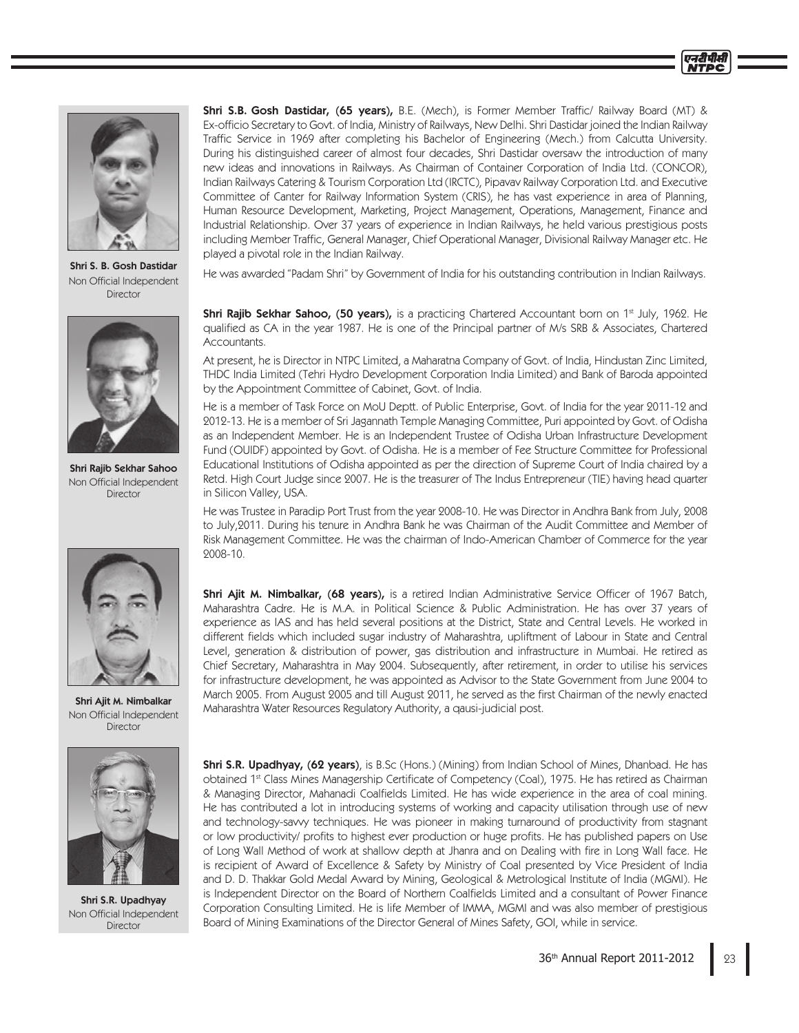**Shri S. B. Gosh Dastidar**
Non Official Independent Director

**Shri S.B. Gosh Dastidar, (65 years),** B.E. (Mech), is Former Member Traffic/ Railway Board (MT) & Ex-officio Secretary to Govt. of India, Ministry of Railways, New Delhi. Shri Dastidar joined the Indian Railway Traffic Service in 1969 after completing his Bachelor of Engineering (Mech.) from Calcutta University. During his distinguished career of almost four decades, Shri Dastidar oversaw the introduction of many new ideas and innovations in Railways. As Chairman of Container Corporation of India Ltd. (CONCOR), Indian Railways Catering & Tourism Corporation Ltd (IRCTC), Pipavav Railway Corporation Ltd. and Executive Committee of Canter for Railway Information System (CRIS), he has vast experience in area of Planning, Human Resource Development, Marketing, Project Management, Operations, Management, Finance and Industrial Relationship. Over 37 years of experience in Indian Railways, he held various prestigious posts including Member Traffic, General Manager, Chief Operational Manager, Divisional Railway Manager etc. He played a pivotal role in the Indian Railway.

He was awarded "Padam Shri" by Government of India for his outstanding contribution in Indian Railways.

**Shri Rajib Sekhar Sahoo**
Non Official Independent Director

**Shri Rajib Sekhar Sahoo, (50 years),** is a practicing Chartered Accountant born on 1st July, 1962. He qualified as CA in the year 1987. He is one of the Principal partner of M/s SRB & Associates, Chartered Accountants.

At present, he is Director in NTPC Limited, a Maharatna Company of Govt. of India, Hindustan Zinc Limited, THDC India Limited (Tehri Hydro Development Corporation India Limited) and Bank of Baroda appointed by the Appointment Committee of Cabinet, Govt. of India.

He is a member of Task Force on MoU Deptt. of Public Enterprise, Govt. of India for the year 2011-12 and 2012-13. He is a member of Sri Jagannath Temple Managing Committee, Puri appointed by Govt. of Odisha as an Independent Member. He is an Independent Trustee of Odisha Urban Infrastructure Development Fund (OUIDF) appointed by Govt. of Odisha. He is a member of Fee Structure Committee for Professional Educational Institutions of Odisha appointed as per the direction of Supreme Court of India chaired by a Retd. High Court Judge since 2007. He is the treasurer of The Indus Entrepreneur (TIE) having head quarter in Silicon Valley, USA.

He was Trustee in Paradip Port Trust from the year 2008-10. He was Director in Andhra Bank from July, 2008 to July,2011. During his tenure in Andhra Bank he was Chairman of the Audit Committee and Member of Risk Management Committee. He was the chairman of Indo-American Chamber of Commerce for the year 2008-10.

**Shri Ajit M. Nimbalkar**
Non Official Independent Director

**Shri Ajit M. Nimbalkar, (68 years),** is a retired Indian Administrative Service Officer of 1967 Batch, Maharashtra Cadre. He is M.A. in Political Science & Public Administration. He has over 37 years of experience as IAS and has held several positions at the District, State and Central Levels. He worked in different fields which included sugar industry of Maharashtra, upliftment of Labour in State and Central Level, generation & distribution of power, gas distribution and infrastructure in Mumbai. He retired as Chief Secretary, Maharashtra in May 2004. Subsequently, after retirement, in order to utilise his services for infrastructure development, he was appointed as Advisor to the State Government from June 2004 to March 2005. From August 2005 and till August 2011, he served as the first Chairman of the newly enacted Maharashtra Water Resources Regulatory Authority, a qausi-judicial post.

**Shri S.R. Upadhyay**
Non Official Independent Director

**Shri S.R. Upadhyay, (62 years)**, is B.Sc (Hons.) (Mining) from Indian School of Mines, Dhanbad. He has obtained 1st Class Mines Managership Certificate of Competency (Coal), 1975. He has retired as Chairman & Managing Director, Mahanadi Coalfields Limited. He has wide experience in the area of coal mining. He has contributed a lot in introducing systems of working and capacity utilisation through use of new and technology-savvy techniques. He was pioneer in making turnaround of productivity from stagnant or low productivity/ profits to highest ever production or huge profits. He has published papers on Use of Long Wall Method of work at shallow depth at Jhanra and on Dealing with fire in Long Wall face. He is recipient of Award of Excellence & Safety by Ministry of Coal presented by Vice President of India and D. D. Thakkar Gold Medal Award by Mining, Geological & Metrological Institute of India (MGMI). He is Independent Director on the Board of Northern Coalfields Limited and a consultant of Power Finance Corporation Consulting Limited. He is life Member of IMMA, MGMI and was also member of prestigious Board of Mining Examinations of the Director General of Mines Safety, GOI, while in service.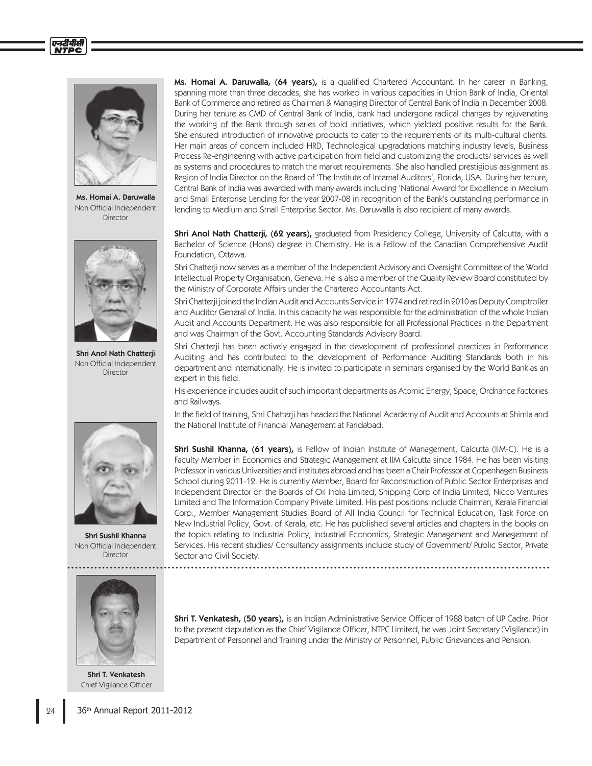**Ms. Homai A. Daruwalla**
Non Official Independent Director

**Ms. Homai A. Daruwalla, (64 years),** is a qualified Chartered Accountant. In her career in Banking, spanning more than three decades, she has worked in various capacities in Union Bank of India, Oriental Bank of Commerce and retired as Chairman & Managing Director of Central Bank of India in December 2008. During her tenure as CMD of Central Bank of India, bank had undergone radical changes by rejuvenating the working of the Bank through series of bold initiatives, which yielded positive results for the Bank. She ensured introduction of innovative products to cater to the requirements of its multi-cultural clients. Her main areas of concern included HRD, Technological upgradations matching industry levels, Business Process Re-engineering with active participation from field and customizing the products/ services as well as systems and procedures to match the market requirements. She also handled prestigious assignment as Region of India Director on the Board of 'The Institute of Internal Auditors', Florida, USA. During her tenure, Central Bank of India was awarded with many awards including 'National Award for Excellence in Medium and Small Enterprise Lending for the year 2007-08 in recognition of the Bank's outstanding performance in lending to Medium and Small Enterprise Sector. Ms. Daruwalla is also recipient of many awards.

**Shri Anol Nath Chatterji**
Non Official Independent Director

**Shri Anol Nath Chatterji, (62 years),** graduated from Presidency College, University of Calcutta, with a Bachelor of Science (Hons) degree in Chemistry. He is a Fellow of the Canadian Comprehensive Audit Foundation, Ottawa.

Shri Chatterji now serves as a member of the Independent Advisory and Oversight Committee of the World Intellectual Property Organisation, Geneva. He is also a member of the Quality Review Board constituted by the Ministry of Corporate Affairs under the Chartered Accountants Act.

Shri Chatterji joined the Indian Audit and Accounts Service in 1974 and retired in 2010 as Deputy Comptroller and Auditor General of India. In this capacity he was responsible for the administration of the whole Indian Audit and Accounts Department. He was also responsible for all Professional Practices in the Department and was Chairman of the Govt. Accounting Standards Advisory Board.

Shri Chatterji has been actively engaged in the development of professional practices in Performance Auditing and has contributed to the development of Performance Auditing Standards both in his department and internationally. He is invited to participate in seminars organised by the World Bank as an expert in this field.

His experience includes audit of such important departments as Atomic Energy, Space, Ordnance Factories and Railways.

In the field of training, Shri Chatterji has headed the National Academy of Audit and Accounts at Shimla and the National Institute of Financial Management at Faridabad.

**Shri Sushil Khanna**
Non Official Independent Director

**Shri Sushil Khanna, (61 years),** is Fellow of Indian Institute of Management, Calcutta (IIM-C). He is a Faculty Member in Economics and Strategic Management at IIM Calcutta since 1984. He has been visiting Professor in various Universities and institutes abroad and has been a Chair Professor at Copenhagen Business School during 2011-12. He is currently Member, Board for Reconstruction of Public Sector Enterprises and Independent Director on the Boards of Oil India Limited, Shipping Corp of India Limited, Nicco Ventures Limited and The Information Company Private Limited. His past positions include Chairman, Kerala Financial Corp., Member Management Studies Board of All India Council for Technical Education, Task Force on New Industrial Policy, Govt. of Kerala, etc. He has published several articles and chapters in the books on the topics relating to Industrial Policy, Industrial Economics, Strategic Management and Management of Services. His recent studies/ Consultancy assignments include study of Government/ Public Sector, Private Sector and Civil Society.

**Shri T. Venkatesh**
Chief Vigilance Officer

**Shri T. Venkatesh, (50 years),** is an Indian Administrative Service Officer of 1988 batch of UP Cadre. Prior to the present deputation as the Chief Vigilance Officer, NTPC Limited, he was Joint Secretary (Vigilance) in Department of Personnel and Training under the Ministry of Personnel, Public Grievances and Pension.